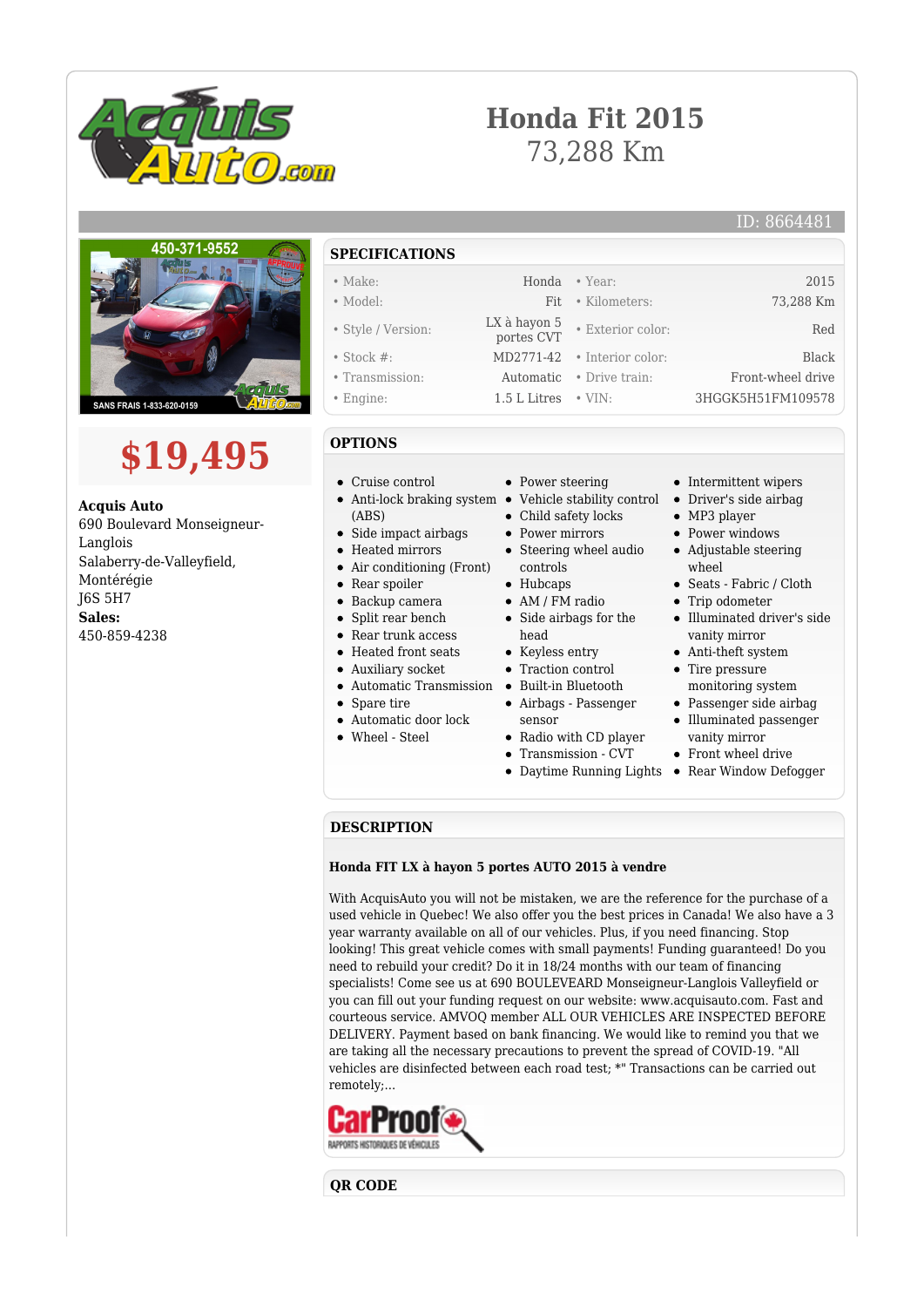# Honda Fit 2015

73,288 Km

ID: 8664481

# $19,495

**Acquis Auto**
690 Boulevard Monseigneur-Langlois
Salaberry-de-Valleyfield, Montérégie
J6S 5H7
**Sales:**
450-859-4238

## SPECIFICATIONS

| | | | |
|---|---|---|---|
| • Make: | Honda | • Year: | 2015 |
| • Model: | Fit | • Kilometers: | 73,288 Km |
| • Style / Version: | LX à hayon 5 portes CVT | • Exterior color: | Red |
| • Stock #: | MD2771-42 | • Interior color: | Black |
| • Transmission: | Automatic | • Drive train: | Front-wheel drive |
| • Engine: | 1.5 L Litres | • VIN: | 3HGGK5H51FM109578 |

## OPTIONS

- Cruise control
- Anti-lock braking system (ABS)
- Side impact airbags
- Heated mirrors
- Air conditioning (Front)
- Rear spoiler
- Backup camera
- Split rear bench
- Rear trunk access
- Heated front seats
- Auxiliary socket
- Automatic Transmission
- Spare tire
- Automatic door lock
- Wheel - Steel
- Power steering
- Vehicle stability control
- Child safety locks
- Power mirrors
- Steering wheel audio controls
- Hubcaps
- AM / FM radio
- Side airbags for the head
- Keyless entry
- Traction control
- Built-in Bluetooth
- Airbags - Passenger sensor
- Radio with CD player
- Transmission - CVT
- Daytime Running Lights
- Intermittent wipers
- Driver's side airbag
- MP3 player
- Power windows
- Adjustable steering wheel
- Seats - Fabric / Cloth
- Trip odometer
- Illuminated driver's side vanity mirror
- Anti-theft system
- Tire pressure monitoring system
- Passenger side airbag
- Illuminated passenger vanity mirror
- Front wheel drive
- Rear Window Defogger

## DESCRIPTION

**Honda FIT LX à hayon 5 portes AUTO 2015 à vendre**

With AcquisAuto you will not be mistaken, we are the reference for the purchase of a used vehicle in Quebec! We also offer you the best prices in Canada! We also have a 3 year warranty available on all of our vehicles. Plus, if you need financing. Stop looking! This great vehicle comes with small payments! Funding guaranteed! Do you need to rebuild your credit? Do it in 18/24 months with our team of financing specialists! Come see us at 690 BOULEVEARD Monseigneur-Langlois Valleyfield or you can fill out your funding request on our website: www.acquisauto.com. Fast and courteous service. AMVOQ member ALL OUR VEHICLES ARE INSPECTED BEFORE DELIVERY. Payment based on bank financing. We would like to remind you that we are taking all the necessary precautions to prevent the spread of COVID-19. "All vehicles are disinfected between each road test; *" Transactions can be carried out remotely;...

## QR CODE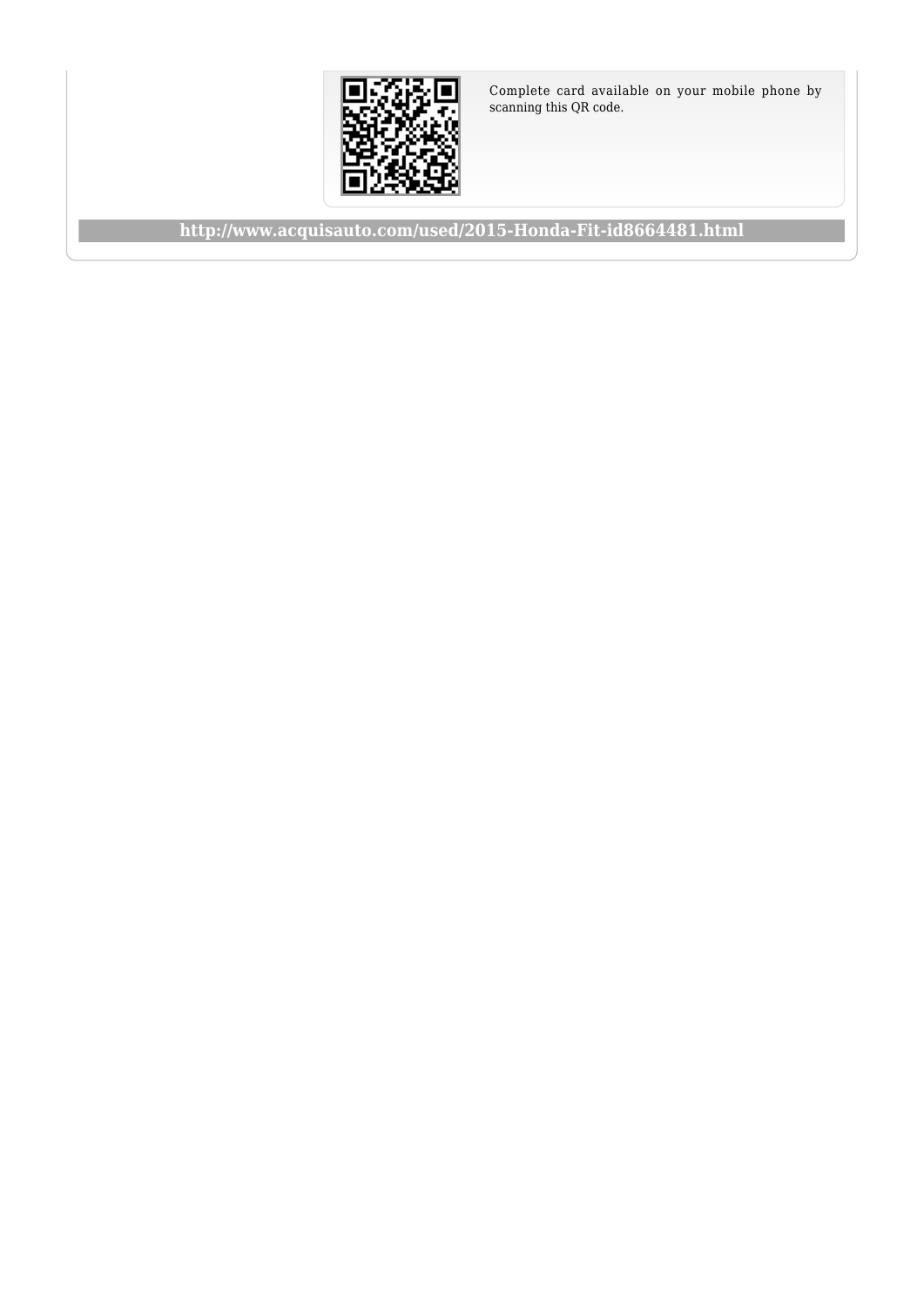Complete card available on your mobile phone by scanning this QR code.

**http://www.acquisauto.com/used/2015-Honda-Fit-id8664481.html**